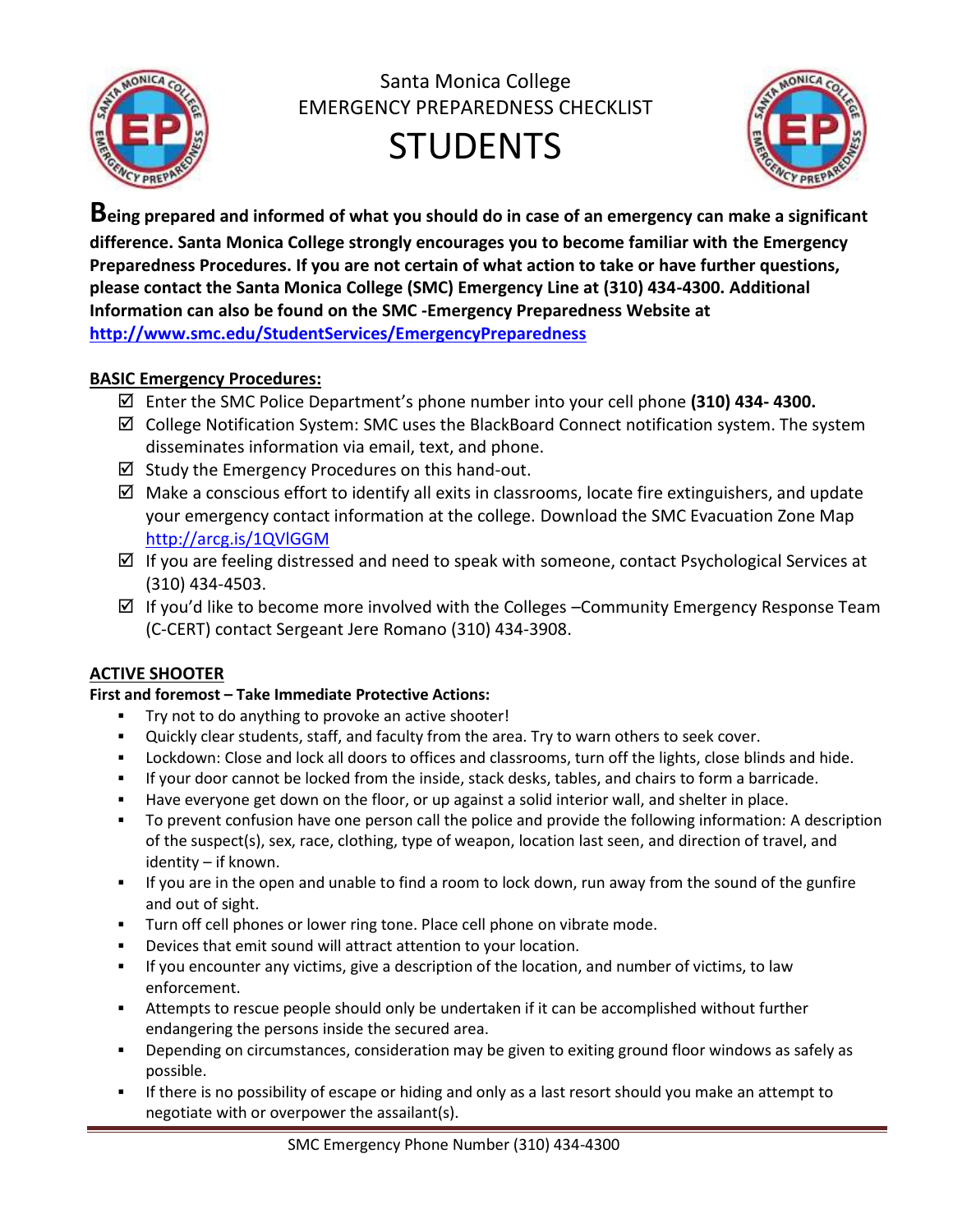Santa Monica College
EMERGENCY PREPAREDNESS CHECKLIST

# STUDENTS

**Being prepared and informed of what you should do in case of an emergency can make a significant difference. Santa Monica College strongly encourages you to become familiar with the Emergency Preparedness Procedures. If you are not certain of what action to take or have further questions, please contact the Santa Monica College (SMC) Emergency Line at (310) 434-4300. Additional Information can also be found on the SMC -Emergency Preparedness Website at [http://www.smc.edu/StudentServices/EmergencyPreparedness](http://www.smc.edu/StudentServices/EmergencyPreparedness)**

## BASIC Emergency Procedures:

- ☑ Enter the SMC Police Department's phone number into your cell phone **(310) 434- 4300.**
- ☑ College Notification System: SMC uses the BlackBoard Connect notification system. The system disseminates information via email, text, and phone.
- ☑ Study the Emergency Procedures on this hand-out.
- ☑ Make a conscious effort to identify all exits in classrooms, locate fire extinguishers, and update your emergency contact information at the college. Download the SMC Evacuation Zone Map [http://arcg.is/1QVlGGM](http://arcg.is/1QVlGGM)
- ☑ If you are feeling distressed and need to speak with someone, contact Psychological Services at (310) 434-4503.
- ☑ If you'd like to become more involved with the Colleges –Community Emergency Response Team (C-CERT) contact Sergeant Jere Romano (310) 434-3908.

## ACTIVE SHOOTER

**First and foremost – Take Immediate Protective Actions:**

- Try not to do anything to provoke an active shooter!
- Quickly clear students, staff, and faculty from the area. Try to warn others to seek cover.
- Lockdown: Close and lock all doors to offices and classrooms, turn off the lights, close blinds and hide.
- If your door cannot be locked from the inside, stack desks, tables, and chairs to form a barricade.
- Have everyone get down on the floor, or up against a solid interior wall, and shelter in place.
- To prevent confusion have one person call the police and provide the following information: A description of the suspect(s), sex, race, clothing, type of weapon, location last seen, and direction of travel, and identity – if known.
- If you are in the open and unable to find a room to lock down, run away from the sound of the gunfire and out of sight.
- Turn off cell phones or lower ring tone. Place cell phone on vibrate mode.
- Devices that emit sound will attract attention to your location.
- If you encounter any victims, give a description of the location, and number of victims, to law enforcement.
- Attempts to rescue people should only be undertaken if it can be accomplished without further endangering the persons inside the secured area.
- Depending on circumstances, consideration may be given to exiting ground floor windows as safely as possible.
- If there is no possibility of escape or hiding and only as a last resort should you make an attempt to negotiate with or overpower the assailant(s).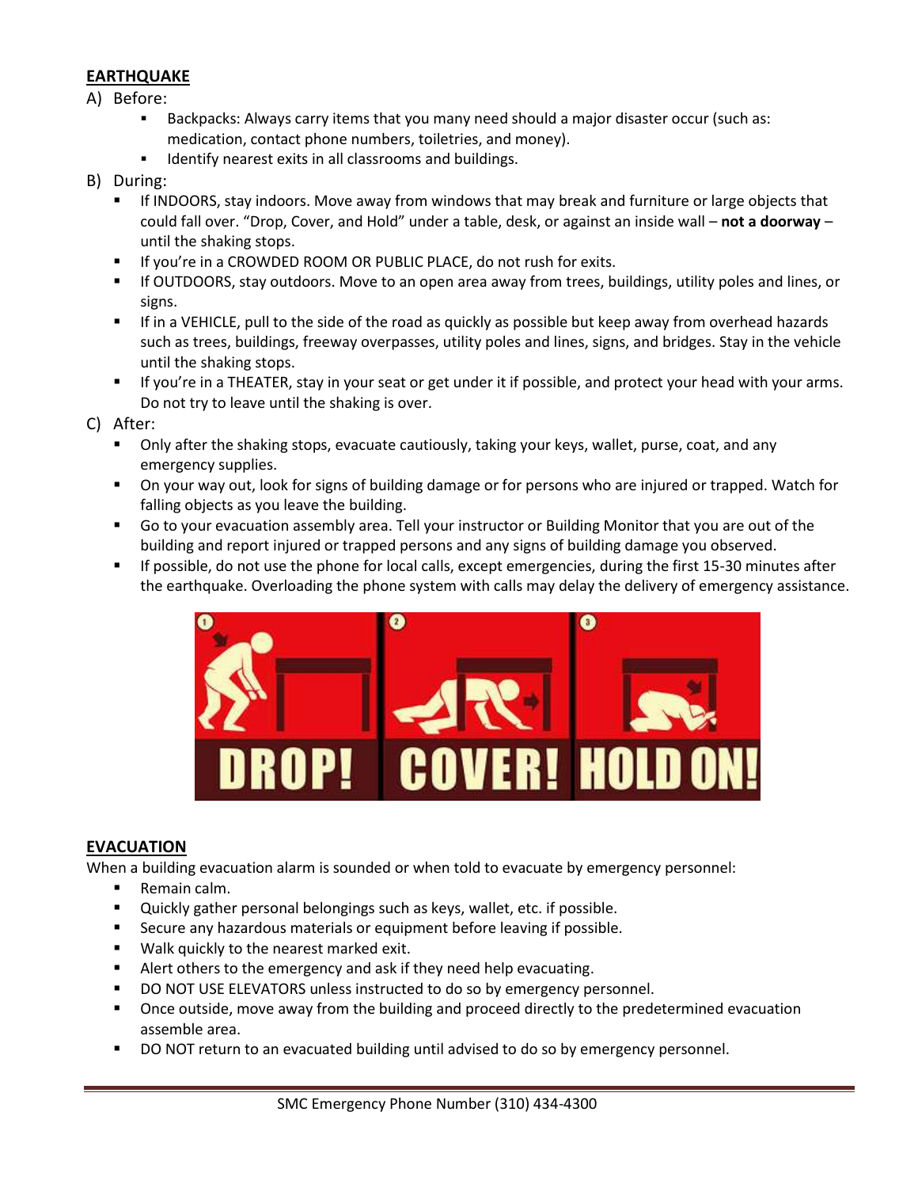## EARTHQUAKE

A) Before:

- Backpacks: Always carry items that you many need should a major disaster occur (such as: medication, contact phone numbers, toiletries, and money).
- Identify nearest exits in all classrooms and buildings.

B) During:

- If INDOORS, stay indoors. Move away from windows that may break and furniture or large objects that could fall over. "Drop, Cover, and Hold" under a table, desk, or against an inside wall – **not a doorway** – until the shaking stops.
- If you're in a CROWDED ROOM OR PUBLIC PLACE, do not rush for exits.
- If OUTDOORS, stay outdoors. Move to an open area away from trees, buildings, utility poles and lines, or signs.
- If in a VEHICLE, pull to the side of the road as quickly as possible but keep away from overhead hazards such as trees, buildings, freeway overpasses, utility poles and lines, signs, and bridges. Stay in the vehicle until the shaking stops.
- If you're in a THEATER, stay in your seat or get under it if possible, and protect your head with your arms. Do not try to leave until the shaking is over.

C) After:

- Only after the shaking stops, evacuate cautiously, taking your keys, wallet, purse, coat, and any emergency supplies.
- On your way out, look for signs of building damage or for persons who are injured or trapped. Watch for falling objects as you leave the building.
- Go to your evacuation assembly area. Tell your instructor or Building Monitor that you are out of the building and report injured or trapped persons and any signs of building damage you observed.
- If possible, do not use the phone for local calls, except emergencies, during the first 15-30 minutes after the earthquake. Overloading the phone system with calls may delay the delivery of emergency assistance.

DROP! COVER! HOLD ON!

## EVACUATION

When a building evacuation alarm is sounded or when told to evacuate by emergency personnel:

- Remain calm.
- Quickly gather personal belongings such as keys, wallet, etc. if possible.
- Secure any hazardous materials or equipment before leaving if possible.
- Walk quickly to the nearest marked exit.
- Alert others to the emergency and ask if they need help evacuating.
- DO NOT USE ELEVATORS unless instructed to do so by emergency personnel.
- Once outside, move away from the building and proceed directly to the predetermined evacuation assemble area.
- DO NOT return to an evacuated building until advised to do so by emergency personnel.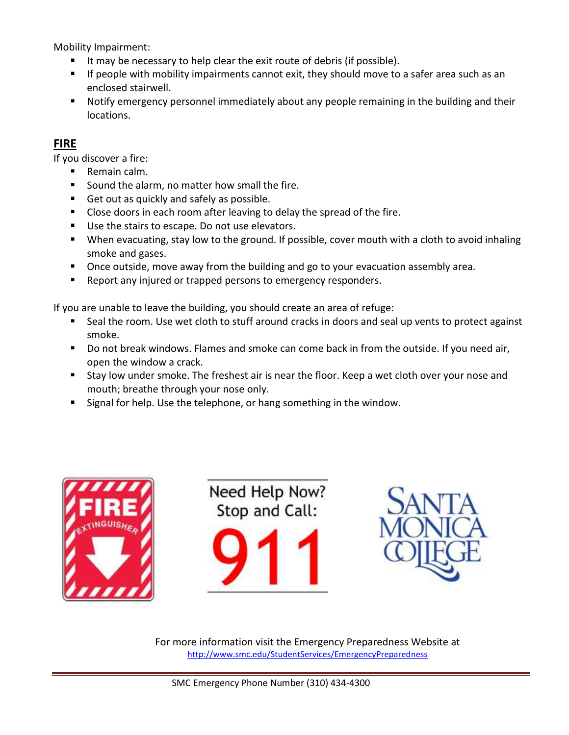Mobility Impairment:

- It may be necessary to help clear the exit route of debris (if possible).
- If people with mobility impairments cannot exit, they should move to a safer area such as an enclosed stairwell.
- Notify emergency personnel immediately about any people remaining in the building and their locations.

## FIRE

If you discover a fire:

- Remain calm.
- Sound the alarm, no matter how small the fire.
- Get out as quickly and safely as possible.
- Close doors in each room after leaving to delay the spread of the fire.
- Use the stairs to escape. Do not use elevators.
- When evacuating, stay low to the ground. If possible, cover mouth with a cloth to avoid inhaling smoke and gases.
- Once outside, move away from the building and go to your evacuation assembly area.
- Report any injured or trapped persons to emergency responders.

If you are unable to leave the building, you should create an area of refuge:

- Seal the room. Use wet cloth to stuff around cracks in doors and seal up vents to protect against smoke.
- Do not break windows. Flames and smoke can come back in from the outside. If you need air, open the window a crack.
- Stay low under smoke. The freshest air is near the floor. Keep a wet cloth over your nose and mouth; breathe through your nose only.
- Signal for help. Use the telephone, or hang something in the window.

FIRE EXTINGUISHER

Need Help Now? Stop and Call: 911

SANTA MONICA COLLEGE

For more information visit the Emergency Preparedness Website at
http://www.smc.edu/StudentServices/EmergencyPreparedness

SMC Emergency Phone Number (310) 434-4300